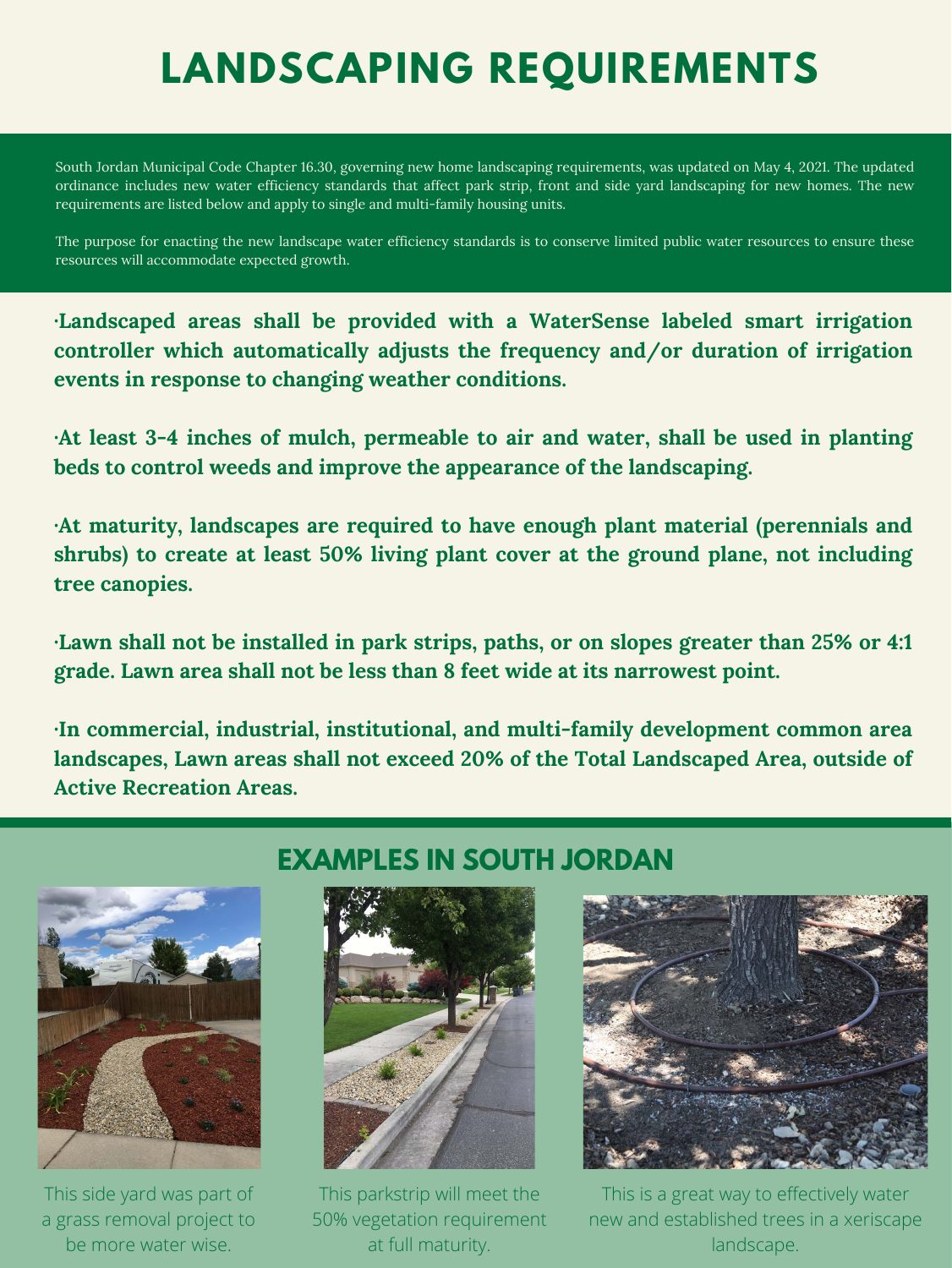# LANDSCAPING REQUIREMENTS

South Jordan Municipal Code Chapter 16.30, governing new home landscaping requirements, was updated on May 4, 2021. The updated ordinance includes new water efficiency standards that affect park strip, front and side yard landscaping for new homes. The new requirements are listed below and apply to single and multi-family housing units.

The purpose for enacting the new landscape water efficiency standards is to conserve limited public water resources to ensure these resources will accommodate expected growth.

- **Landscaped areas shall be provided with a WaterSense labeled smart irrigation controller which automatically adjusts the frequency and/or duration of irrigation events in response to changing weather conditions.**

- **At least 3-4 inches of mulch, permeable to air and water, shall be used in planting beds to control weeds and improve the appearance of the landscaping.**

- **At maturity, landscapes are required to have enough plant material (perennials and shrubs) to create at least 50% living plant cover at the ground plane, not including tree canopies.**

- **Lawn shall not be installed in park strips, paths, or on slopes greater than 25% or 4:1 grade. Lawn area shall not be less than 8 feet wide at its narrowest point.**

- **In commercial, industrial, institutional, and multi-family development common area landscapes, Lawn areas shall not exceed 20% of the Total Landscaped Area, outside of Active Recreation Areas.**

## EXAMPLES IN SOUTH JORDAN

This side yard was part of a grass removal project to be more water wise.

This parkstrip will meet the 50% vegetation requirement at full maturity.

This is a great way to effectively water new and established trees in a xeriscape landscape.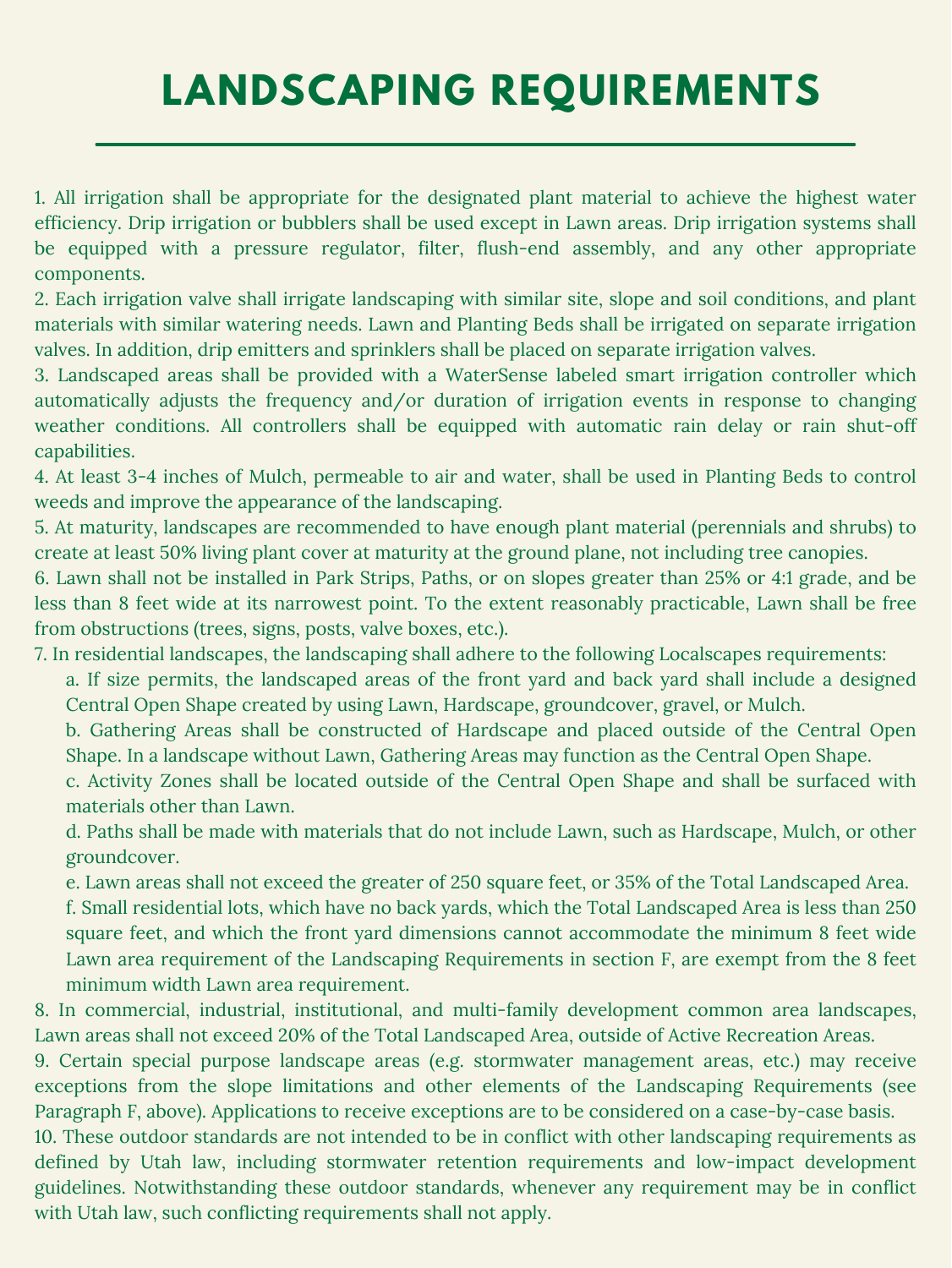# LANDSCAPING REQUIREMENTS

1. All irrigation shall be appropriate for the designated plant material to achieve the highest water efficiency. Drip irrigation or bubblers shall be used except in Lawn areas. Drip irrigation systems shall be equipped with a pressure regulator, filter, flush-end assembly, and any other appropriate components.
2. Each irrigation valve shall irrigate landscaping with similar site, slope and soil conditions, and plant materials with similar watering needs. Lawn and Planting Beds shall be irrigated on separate irrigation valves. In addition, drip emitters and sprinklers shall be placed on separate irrigation valves.
3. Landscaped areas shall be provided with a WaterSense labeled smart irrigation controller which automatically adjusts the frequency and/or duration of irrigation events in response to changing weather conditions. All controllers shall be equipped with automatic rain delay or rain shut-off capabilities.
4. At least 3-4 inches of Mulch, permeable to air and water, shall be used in Planting Beds to control weeds and improve the appearance of the landscaping.
5. At maturity, landscapes are recommended to have enough plant material (perennials and shrubs) to create at least 50% living plant cover at maturity at the ground plane, not including tree canopies.
6. Lawn shall not be installed in Park Strips, Paths, or on slopes greater than 25% or 4:1 grade, and be less than 8 feet wide at its narrowest point. To the extent reasonably practicable, Lawn shall be free from obstructions (trees, signs, posts, valve boxes, etc.).
7. In residential landscapes, the landscaping shall adhere to the following Localscapes requirements:
   a. If size permits, the landscaped areas of the front yard and back yard shall include a designed Central Open Shape created by using Lawn, Hardscape, groundcover, gravel, or Mulch.
   b. Gathering Areas shall be constructed of Hardscape and placed outside of the Central Open Shape. In a landscape without Lawn, Gathering Areas may function as the Central Open Shape.
   c. Activity Zones shall be located outside of the Central Open Shape and shall be surfaced with materials other than Lawn.
   d. Paths shall be made with materials that do not include Lawn, such as Hardscape, Mulch, or other groundcover.
   e. Lawn areas shall not exceed the greater of 250 square feet, or 35% of the Total Landscaped Area.
   f. Small residential lots, which have no back yards, which the Total Landscaped Area is less than 250 square feet, and which the front yard dimensions cannot accommodate the minimum 8 feet wide Lawn area requirement of the Landscaping Requirements in section F, are exempt from the 8 feet minimum width Lawn area requirement.
8. In commercial, industrial, institutional, and multi-family development common area landscapes, Lawn areas shall not exceed 20% of the Total Landscaped Area, outside of Active Recreation Areas.
9. Certain special purpose landscape areas (e.g. stormwater management areas, etc.) may receive exceptions from the slope limitations and other elements of the Landscaping Requirements (see Paragraph F, above). Applications to receive exceptions are to be considered on a case-by-case basis.
10. These outdoor standards are not intended to be in conflict with other landscaping requirements as defined by Utah law, including stormwater retention requirements and low-impact development guidelines. Notwithstanding these outdoor standards, whenever any requirement may be in conflict with Utah law, such conflicting requirements shall not apply.